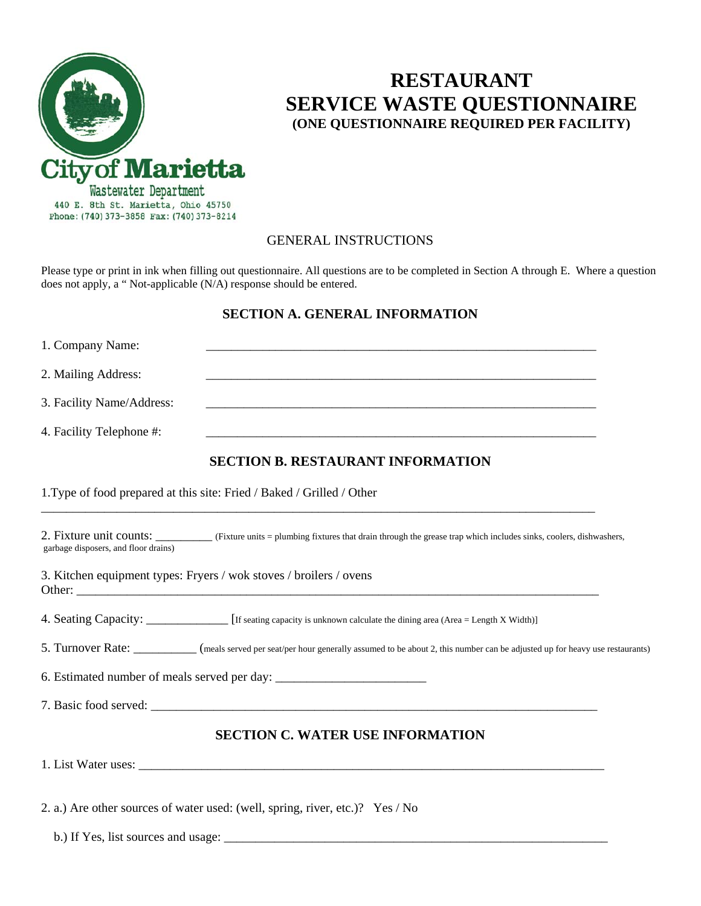City of Marietta
Wastewater Department
440 E. 8th St. Marietta, Ohio 45750
Phone: (740) 373-3858 Fax: (740) 373-8214

# RESTAURANT SERVICE WASTE QUESTIONNAIRE

**(ONE QUESTIONNAIRE REQUIRED PER FACILITY)**

GENERAL INSTRUCTIONS

Please type or print in ink when filling out questionnaire. All questions are to be completed in Section A through E. Where a question does not apply, a " Not-applicable (N/A) response should be entered.

## SECTION A. GENERAL INFORMATION

1. Company Name: ________________________________________________________________

2. Mailing Address: ________________________________________________________________

3. Facility Name/Address: ________________________________________________________________

4. Facility Telephone #: ________________________________________________________________

## SECTION B. RESTAURANT INFORMATION

1.Type of food prepared at this site: Fried / Baked / Grilled / Other
_____________________________________________________________________________________________

2. Fixture unit counts: _________ (Fixture units = plumbing fixtures that drain through the grease trap which includes sinks, coolers, dishwashers, garbage disposers, and floor drains)

3. Kitchen equipment types: Fryers / wok stoves / broilers / ovens
Other: _____________________________________________________________________________________

4. Seating Capacity: _____________ [If seating capacity is unknown calculate the dining area (Area = Length X Width)]

5. Turnover Rate: __________ (meals served per seat/per hour generally assumed to be about 2, this number can be adjusted up for heavy use restaurants)

6. Estimated number of meals served per day: _______________________

7. Basic food served: _________________________________________________________________________

## SECTION C. WATER USE INFORMATION

1. List Water uses: __________________________________________________________________________

2. a.) Are other sources of water used: (well, spring, river, etc.)? Yes / No

b.) If Yes, list sources and usage: ______________________________________________________________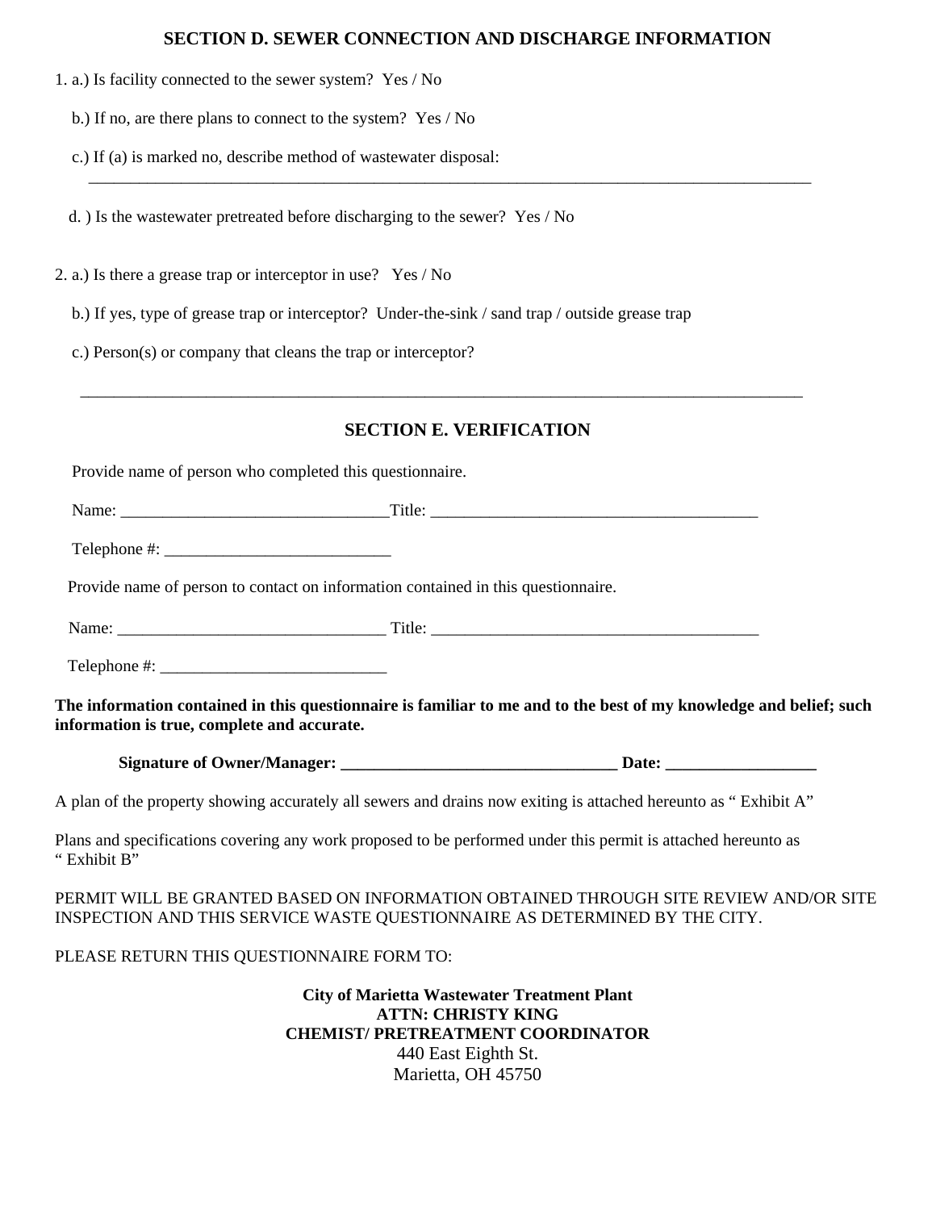## SECTION D. SEWER CONNECTION AND DISCHARGE INFORMATION

1. a.) Is facility connected to the sewer system? Yes / No

   b.) If no, are there plans to connect to the system? Yes / No

   c.) If (a) is marked no, describe method of wastewater disposal:
   ______________________________________________________________________________________________

   d. ) Is the wastewater pretreated before discharging to the sewer? Yes / No

2. a.) Is there a grease trap or interceptor in use? Yes / No

   b.) If yes, type of grease trap or interceptor? Under-the-sink / sand trap / outside grease trap

   c.) Person(s) or company that cleans the trap or interceptor?

   ______________________________________________________________________________________________

## SECTION E. VERIFICATION

Provide name of person who completed this questionnaire.

Name: ________________________________Title: ________________________________________

Telephone #: ___________________________

Provide name of person to contact on information contained in this questionnaire.

Name: ________________________________ Title: ________________________________________

Telephone #: ___________________________

**The information contained in this questionnaire is familiar to me and to the best of my knowledge and belief; such information is true, complete and accurate.**

**Signature of Owner/Manager: _________________________________ Date: __________________**

A plan of the property showing accurately all sewers and drains now exiting is attached hereunto as " Exhibit A"

Plans and specifications covering any work proposed to be performed under this permit is attached hereunto as " Exhibit B"

PERMIT WILL BE GRANTED BASED ON INFORMATION OBTAINED THROUGH SITE REVIEW AND/OR SITE INSPECTION AND THIS SERVICE WASTE QUESTIONNAIRE AS DETERMINED BY THE CITY.

PLEASE RETURN THIS QUESTIONNAIRE FORM TO:

**City of Marietta Wastewater Treatment Plant**
**ATTN: CHRISTY KING**
**CHEMIST/ PRETREATMENT COORDINATOR**
440 East Eighth St.
Marietta, OH 45750